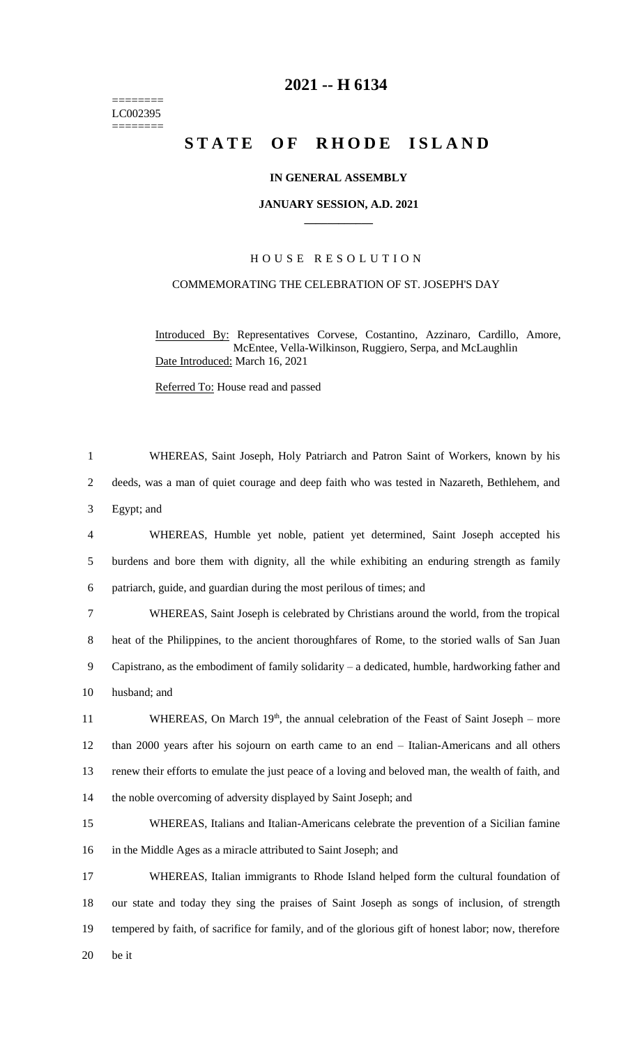========
LC002395
========

# 2021 -- H 6134

# STATE OF RHODE ISLAND

### IN GENERAL ASSEMBLY

### JANUARY SESSION, A.D. 2021

---

## HOUSE RESOLUTION

### COMMEMORATING THE CELEBRATION OF ST. JOSEPH'S DAY

Introduced By: Representatives Corvese, Costantino, Azzinaro, Cardillo, Amore, McEntee, Vella-Wilkinson, Ruggiero, Serpa, and McLaughlin

Date Introduced: March 16, 2021

Referred To: House read and passed

1 WHEREAS, Saint Joseph, Holy Patriarch and Patron Saint of Workers, known by his
2 deeds, was a man of quiet courage and deep faith who was tested in Nazareth, Bethlehem, and
3 Egypt; and

4 WHEREAS, Humble yet noble, patient yet determined, Saint Joseph accepted his
5 burdens and bore them with dignity, all the while exhibiting an enduring strength as family
6 patriarch, guide, and guardian during the most perilous of times; and

7 WHEREAS, Saint Joseph is celebrated by Christians around the world, from the tropical
8 heat of the Philippines, to the ancient thoroughfares of Rome, to the storied walls of San Juan
9 Capistrano, as the embodiment of family solidarity – a dedicated, humble, hardworking father and
10 husband; and

11 WHEREAS, On March 19th, the annual celebration of the Feast of Saint Joseph – more
12 than 2000 years after his sojourn on earth came to an end – Italian-Americans and all others
13 renew their efforts to emulate the just peace of a loving and beloved man, the wealth of faith, and
14 the noble overcoming of adversity displayed by Saint Joseph; and

15 WHEREAS, Italians and Italian-Americans celebrate the prevention of a Sicilian famine
16 in the Middle Ages as a miracle attributed to Saint Joseph; and

17 WHEREAS, Italian immigrants to Rhode Island helped form the cultural foundation of
18 our state and today they sing the praises of Saint Joseph as songs of inclusion, of strength
19 tempered by faith, of sacrifice for family, and of the glorious gift of honest labor; now, therefore
20 be it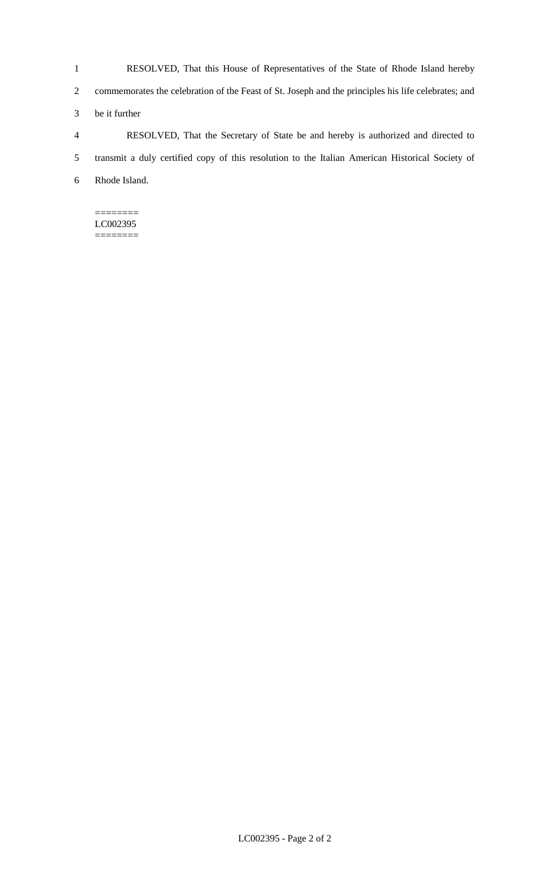RESOLVED, That this House of Representatives of the State of Rhode Island hereby commemorates the celebration of the Feast of St. Joseph and the principles his life celebrates; and be it further

RESOLVED, That the Secretary of State be and hereby is authorized and directed to transmit a duly certified copy of this resolution to the Italian American Historical Society of Rhode Island.

========
LC002395
========